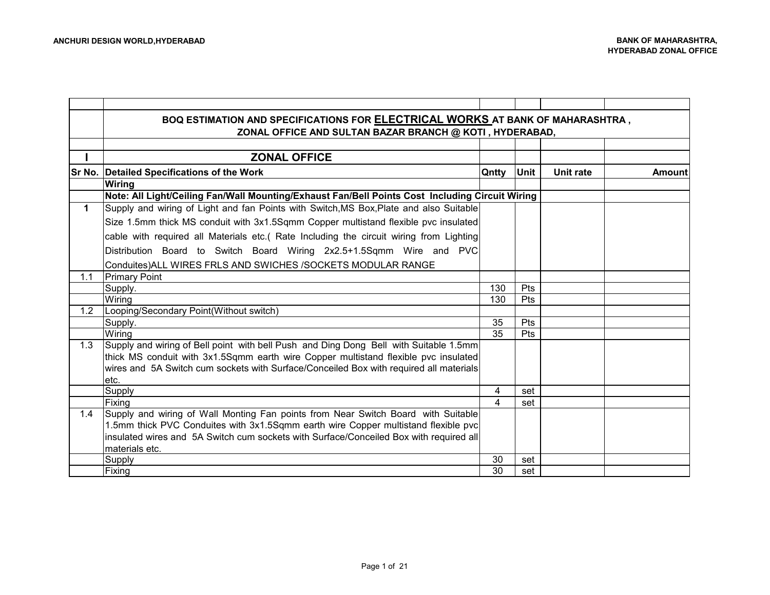| | | | | | |
|---|---|---|---|---|---|
| | **BOQ ESTIMATION AND SPECIFICATIONS FOR ELECTRICAL WORKS AT BANK OF MAHARASHTRA , ZONAL OFFICE AND SULTAN BAZAR BRANCH @ KOTI , HYDERABAD,** | | | | |
| | | | | | |
| **I** | **ZONAL OFFICE** | | | | |
| **Sr No.** | **Detailed Specifications of the Work** | **Qntty** | **Unit** | **Unit rate** | **Amount** |
| | **Wiring** | | | | |
| | **Note: All Light/Ceiling Fan/Wall Mounting/Exhaust Fan/Bell Points Cost Including Circuit Wiring** | | | | |
| **1** | Supply and wiring of Light and fan Points with Switch,MS Box,Plate and also Suitable Size 1.5mm thick MS conduit with 3x1.5Sqmm Copper multistand flexible pvc insulated cable with required all Materials etc.( Rate Including the circuit wiring from Lighting Distribution Board to Switch Board Wiring 2x2.5+1.5Sqmm Wire and PVC Conduites)ALL WIRES FRLS AND SWICHES /SOCKETS MODULAR RANGE | | | | |
| 1.1 | Primary Point | | | | |
| | Supply. | 130 | Pts | | |
| | Wiring | 130 | Pts | | |
| 1.2 | Looping/Secondary Point(Without switch) | | | | |
| | Supply. | 35 | Pts | | |
| | Wiring | 35 | Pts | | |
| 1.3 | Supply and wiring of Bell point with bell Push and Ding Dong Bell with Suitable 1.5mm thick MS conduit with 3x1.5Sqmm earth wire Copper multistand flexible pvc insulated wires and 5A Switch cum sockets with Surface/Conceiled Box with required all materials etc. | | | | |
| | Supply | 4 | set | | |
| | Fixing | 4 | set | | |
| 1.4 | Supply and wiring of Wall Monting Fan points from Near Switch Board with Suitable 1.5mm thick PVC Conduites with 3x1.5Sqmm earth wire Copper multistand flexible pvc insulated wires and 5A Switch cum sockets with Surface/Conceiled Box with required all materials etc. | | | | |
| | Supply | 30 | set | | |
| | Fixing | 30 | set | | |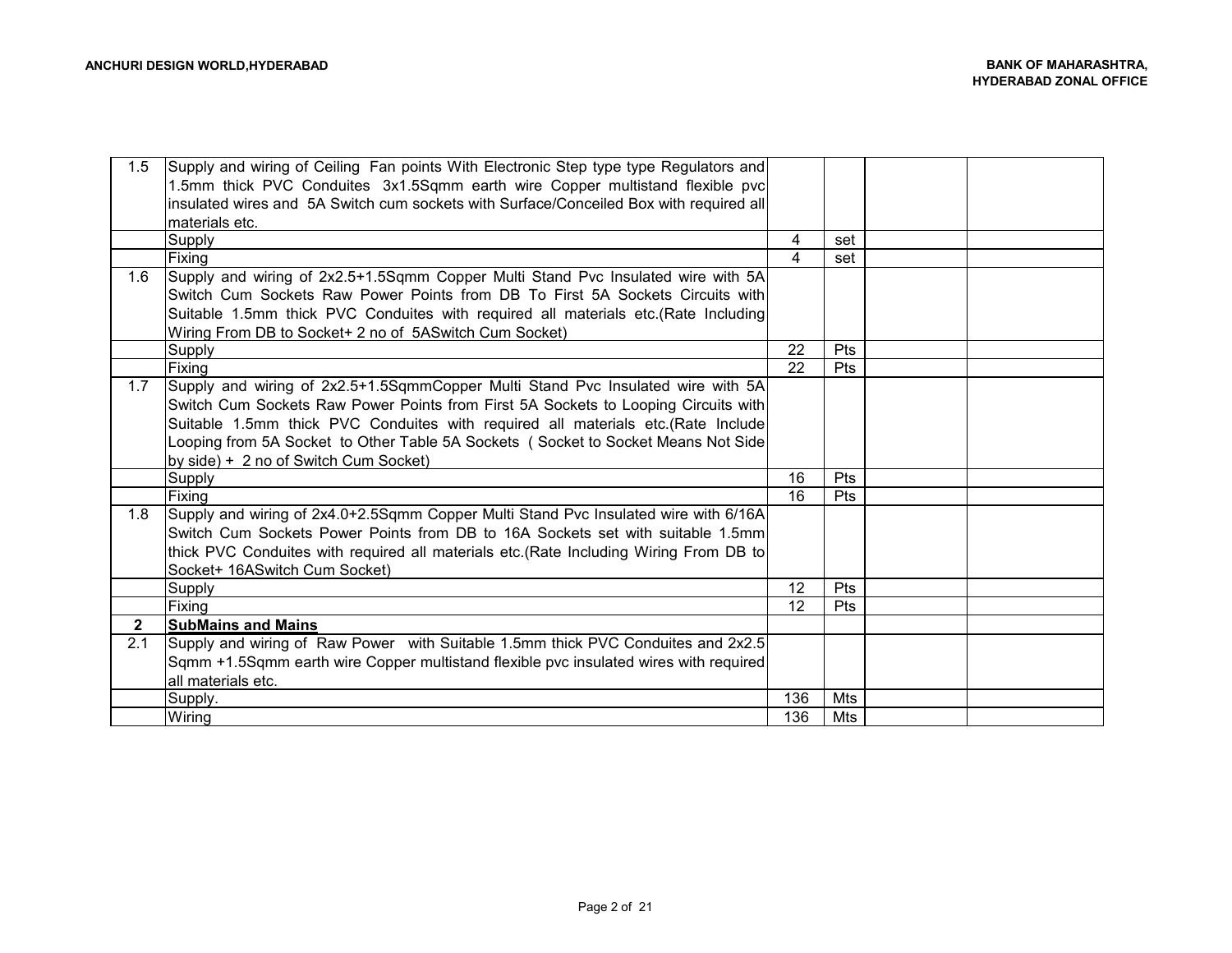| | | | | | |
|---|---|---|---|---|---|
| 1.5 | Supply and wiring of Ceiling Fan points With Electronic Step type type Regulators and 1.5mm thick PVC Conduites 3x1.5Sqmm earth wire Copper multistand flexible pvc insulated wires and 5A Switch cum sockets with Surface/Conceiled Box with required all materials etc. | | | | |
| | Supply | 4 | set | | |
| | Fixing | 4 | set | | |
| 1.6 | Supply and wiring of 2x2.5+1.5Sqmm Copper Multi Stand Pvc Insulated wire with 5A Switch Cum Sockets Raw Power Points from DB To First 5A Sockets Circuits with Suitable 1.5mm thick PVC Conduites with required all materials etc.(Rate Including Wiring From DB to Socket+ 2 no of 5ASwitch Cum Socket) | | | | |
| | Supply | 22 | Pts | | |
| | Fixing | 22 | Pts | | |
| 1.7 | Supply and wiring of 2x2.5+1.5SqmmCopper Multi Stand Pvc Insulated wire with 5A Switch Cum Sockets Raw Power Points from First 5A Sockets to Looping Circuits with Suitable 1.5mm thick PVC Conduites with required all materials etc.(Rate Include Looping from 5A Socket to Other Table 5A Sockets ( Socket to Socket Means Not Side by side) + 2 no of Switch Cum Socket) | | | | |
| | Supply | 16 | Pts | | |
| | Fixing | 16 | Pts | | |
| 1.8 | Supply and wiring of 2x4.0+2.5Sqmm Copper Multi Stand Pvc Insulated wire with 6/16A Switch Cum Sockets Power Points from DB to 16A Sockets set with suitable 1.5mm thick PVC Conduites with required all materials etc.(Rate Including Wiring From DB to Socket+ 16ASwitch Cum Socket) | | | | |
| | Supply | 12 | Pts | | |
| | Fixing | 12 | Pts | | |
| **2** | **SubMains and Mains** | | | | |
| 2.1 | Supply and wiring of Raw Power with Suitable 1.5mm thick PVC Conduites and 2x2.5 Sqmm +1.5Sqmm earth wire Copper multistand flexible pvc insulated wires with required all materials etc. | | | | |
| | Supply. | 136 | Mts | | |
| | Wiring | 136 | Mts | | |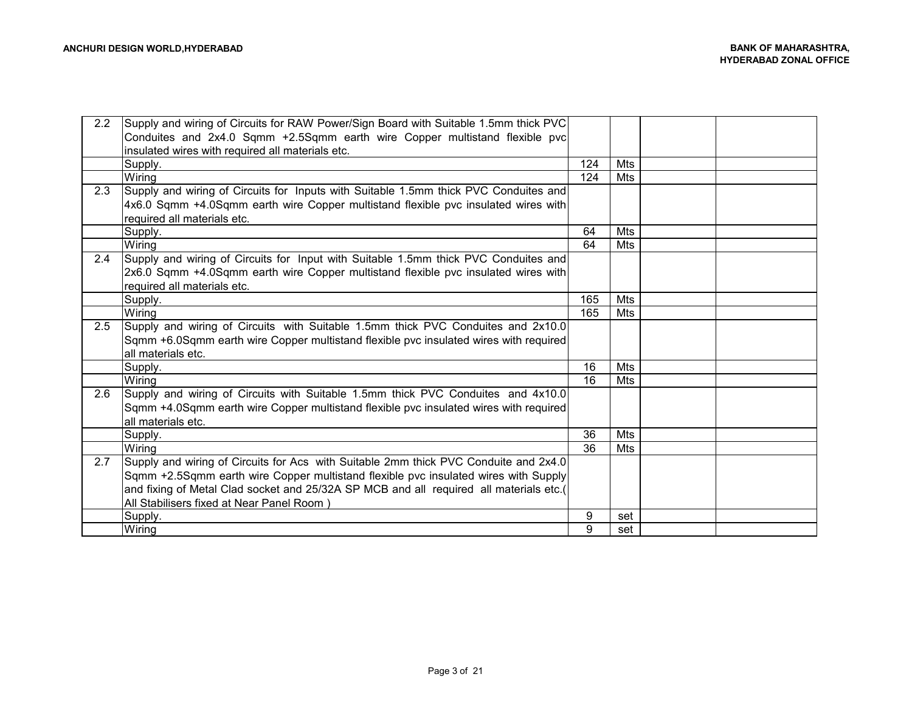| | | | | | |
|---|---|---|---|---|---|
| 2.2 | Supply and wiring of Circuits for RAW Power/Sign Board with Suitable 1.5mm thick PVC Conduites and 2x4.0 Sqmm +2.5Sqmm earth wire Copper multistand flexible pvc insulated wires with required all materials etc. | | | | |
| | Supply. | 124 | Mts | | |
| | Wiring | 124 | Mts | | |
| 2.3 | Supply and wiring of Circuits for Inputs with Suitable 1.5mm thick PVC Conduites and 4x6.0 Sqmm +4.0Sqmm earth wire Copper multistand flexible pvc insulated wires with required all materials etc. | | | | |
| | Supply. | 64 | Mts | | |
| | Wiring | 64 | Mts | | |
| 2.4 | Supply and wiring of Circuits for Input with Suitable 1.5mm thick PVC Conduites and 2x6.0 Sqmm +4.0Sqmm earth wire Copper multistand flexible pvc insulated wires with required all materials etc. | | | | |
| | Supply. | 165 | Mts | | |
| | Wiring | 165 | Mts | | |
| 2.5 | Supply and wiring of Circuits with Suitable 1.5mm thick PVC Conduites and 2x10.0 Sqmm +6.0Sqmm earth wire Copper multistand flexible pvc insulated wires with required all materials etc. | | | | |
| | Supply. | 16 | Mts | | |
| | Wiring | 16 | Mts | | |
| 2.6 | Supply and wiring of Circuits with Suitable 1.5mm thick PVC Conduites and 4x10.0 Sqmm +4.0Sqmm earth wire Copper multistand flexible pvc insulated wires with required all materials etc. | | | | |
| | Supply. | 36 | Mts | | |
| | Wiring | 36 | Mts | | |
| 2.7 | Supply and wiring of Circuits for Acs with Suitable 2mm thick PVC Conduite and 2x4.0 Sqmm +2.5Sqmm earth wire Copper multistand flexible pvc insulated wires with Supply and fixing of Metal Clad socket and 25/32A SP MCB and all required all materials etc.( All Stabilisers fixed at Near Panel Room ) | | | | |
| | Supply. | 9 | set | | |
| | Wiring | 9 | set | | |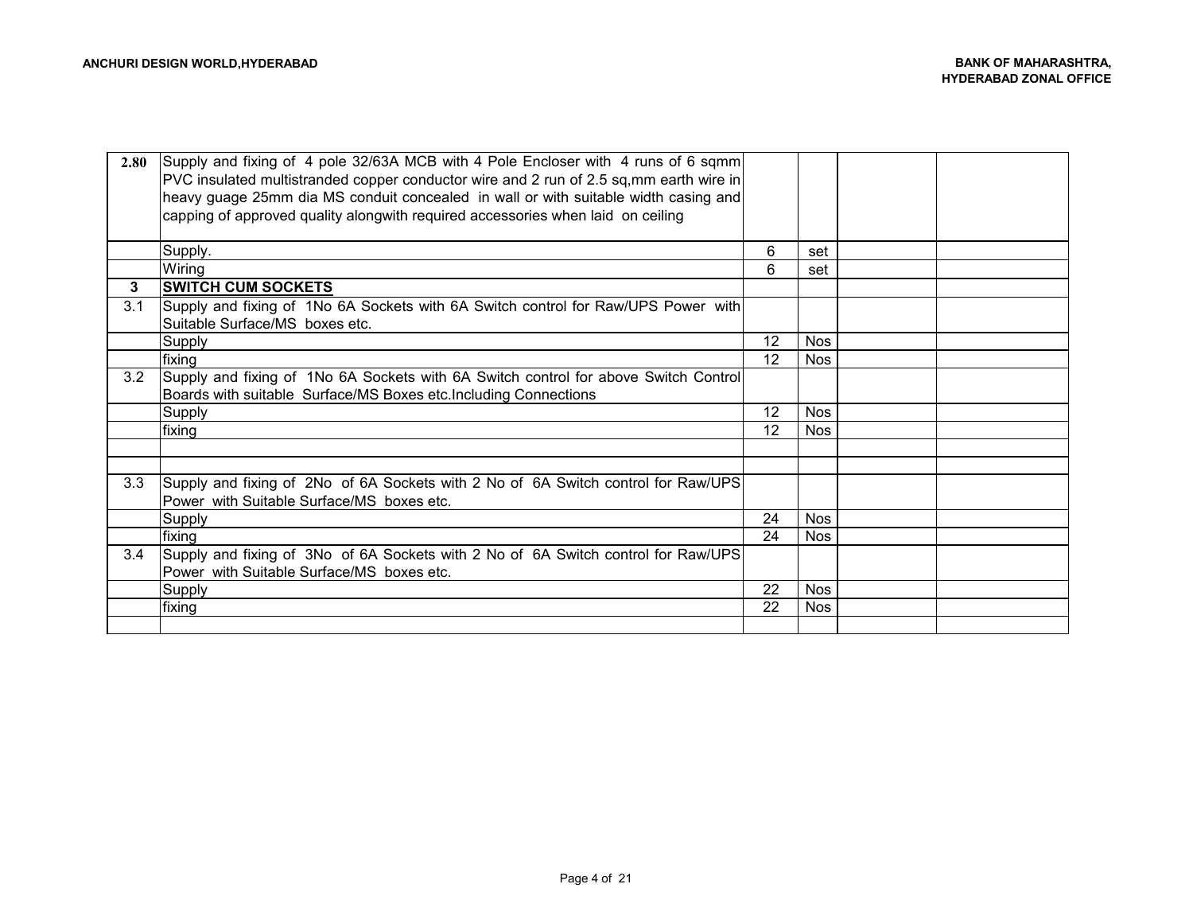| | | | | | |
|---|---|---|---|---|---|
| **2.80** | Supply and fixing of 4 pole 32/63A MCB with 4 Pole Encloser with 4 runs of 6 sqmm PVC insulated multistranded copper conductor wire and 2 run of 2.5 sq,mm earth wire in heavy guage 25mm dia MS conduit concealed in wall or with suitable width casing and capping of approved quality alongwith required accessories when laid on ceiling | | | | |
| | Supply. | 6 | set | | |
| | Wiring | 6 | set | | |
| **3** | **SWITCH CUM SOCKETS** | | | | |
| 3.1 | Supply and fixing of 1No 6A Sockets with 6A Switch control for Raw/UPS Power with Suitable Surface/MS boxes etc. | | | | |
| | Supply | 12 | Nos | | |
| | fixing | 12 | Nos | | |
| 3.2 | Supply and fixing of 1No 6A Sockets with 6A Switch control for above Switch Control Boards with suitable Surface/MS Boxes etc.Including Connections | | | | |
| | Supply | 12 | Nos | | |
| | fixing | 12 | Nos | | |
| | | | | | |
| | | | | | |
| 3.3 | Supply and fixing of 2No of 6A Sockets with 2 No of 6A Switch control for Raw/UPS Power with Suitable Surface/MS boxes etc. | | | | |
| | Supply | 24 | Nos | | |
| | fixing | 24 | Nos | | |
| 3.4 | Supply and fixing of 3No of 6A Sockets with 2 No of 6A Switch control for Raw/UPS Power with Suitable Surface/MS boxes etc. | | | | |
| | Supply | 22 | Nos | | |
| | fixing | 22 | Nos | | |
| | | | | | |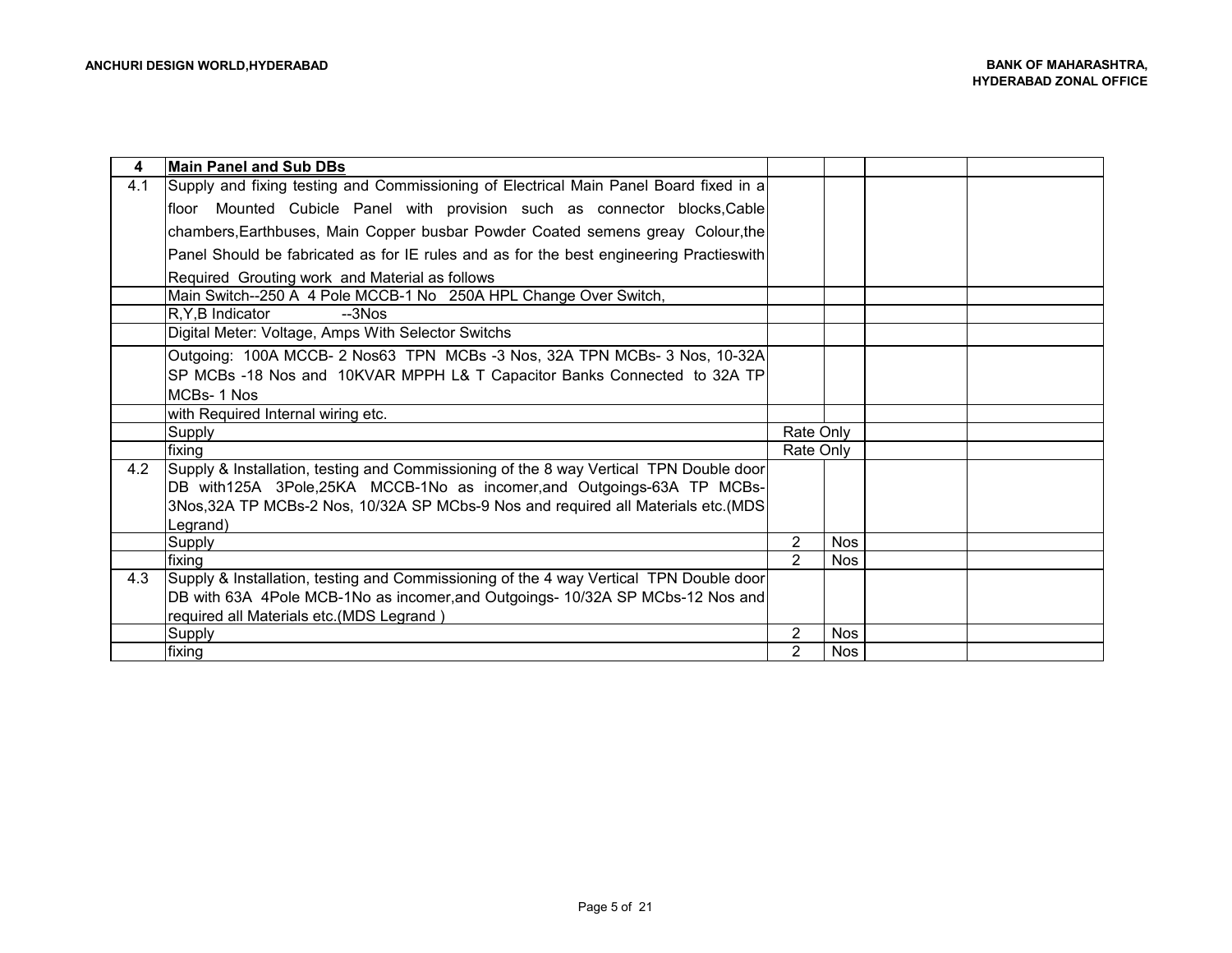| 4 | **Main Panel and Sub DBs** | | | | |
|---|---|---|---|---|---|
| 4.1 | Supply and fixing testing and Commissioning of Electrical Main Panel Board fixed in a floor Mounted Cubicle Panel with provision such as connector blocks,Cable chambers,Earthbuses, Main Copper busbar Powder Coated semens greay Colour,the Panel Should be fabricated as for IE rules and as for the best engineering Practieswith Required Grouting work and Material as follows | | | | |
| | Main Switch--250 A 4 Pole MCCB-1 No 250A HPL Change Over Switch, | | | | |
| | R,Y,B Indicator --3Nos | | | | |
| | Digital Meter: Voltage, Amps With Selector Switchs | | | | |
| | Outgoing: 100A MCCB- 2 Nos63 TPN MCBs -3 Nos, 32A TPN MCBs- 3 Nos, 10-32A SP MCBs -18 Nos and 10KVAR MPPH L& T Capacitor Banks Connected to 32A TP MCBs- 1 Nos | | | | |
| | with Required Internal wiring etc. | | | | |
| | Supply | Rate Only | | | |
| | fixing | Rate Only | | | |
| 4.2 | Supply & Installation, testing and Commissioning of the 8 way Vertical TPN Double door DB with125A 3Pole,25KA MCCB-1No as incomer,and Outgoings-63A TP MCBs-3Nos,32A TP MCBs-2 Nos, 10/32A SP MCbs-9 Nos and required all Materials etc.(MDS Legrand) | | | | |
| | Supply | 2 | Nos | | |
| | fixing | 2 | Nos | | |
| 4.3 | Supply & Installation, testing and Commissioning of the 4 way Vertical TPN Double door DB with 63A 4Pole MCB-1No as incomer,and Outgoings- 10/32A SP MCbs-12 Nos and required all Materials etc.(MDS Legrand ) | | | | |
| | Supply | 2 | Nos | | |
| | fixing | 2 | Nos | | |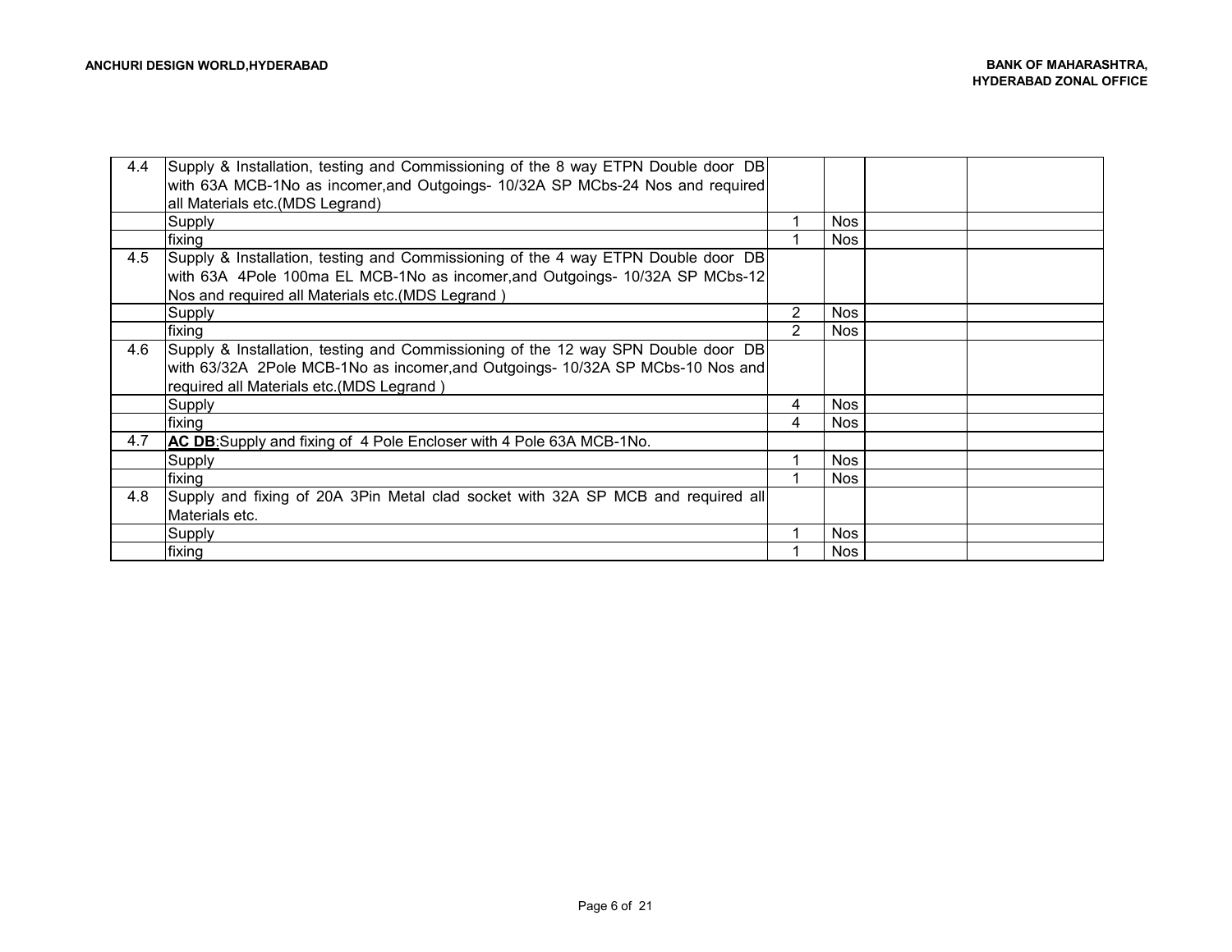| | | | | | |
|---|---|---|---|---|---|
| 4.4 | Supply & Installation, testing and Commissioning of the 8 way ETPN Double door DB with 63A MCB-1No as incomer,and Outgoings- 10/32A SP MCbs-24 Nos and required all Materials etc.(MDS Legrand) | | | | |
| | Supply | 1 | Nos | | |
| | fixing | 1 | Nos | | |
| 4.5 | Supply & Installation, testing and Commissioning of the 4 way ETPN Double door DB with 63A 4Pole 100ma EL MCB-1No as incomer,and Outgoings- 10/32A SP MCbs-12 Nos and required all Materials etc.(MDS Legrand ) | | | | |
| | Supply | 2 | Nos | | |
| | fixing | 2 | Nos | | |
| 4.6 | Supply & Installation, testing and Commissioning of the 12 way SPN Double door DB with 63/32A 2Pole MCB-1No as incomer,and Outgoings- 10/32A SP MCbs-10 Nos and required all Materials etc.(MDS Legrand ) | | | | |
| | Supply | 4 | Nos | | |
| | fixing | 4 | Nos | | |
| 4.7 | **AC DB**:Supply and fixing of 4 Pole Encloser with 4 Pole 63A MCB-1No. | | | | |
| | Supply | 1 | Nos | | |
| | fixing | 1 | Nos | | |
| 4.8 | Supply and fixing of 20A 3Pin Metal clad socket with 32A SP MCB and required all Materials etc. | | | | |
| | Supply | 1 | Nos | | |
| | fixing | 1 | Nos | | |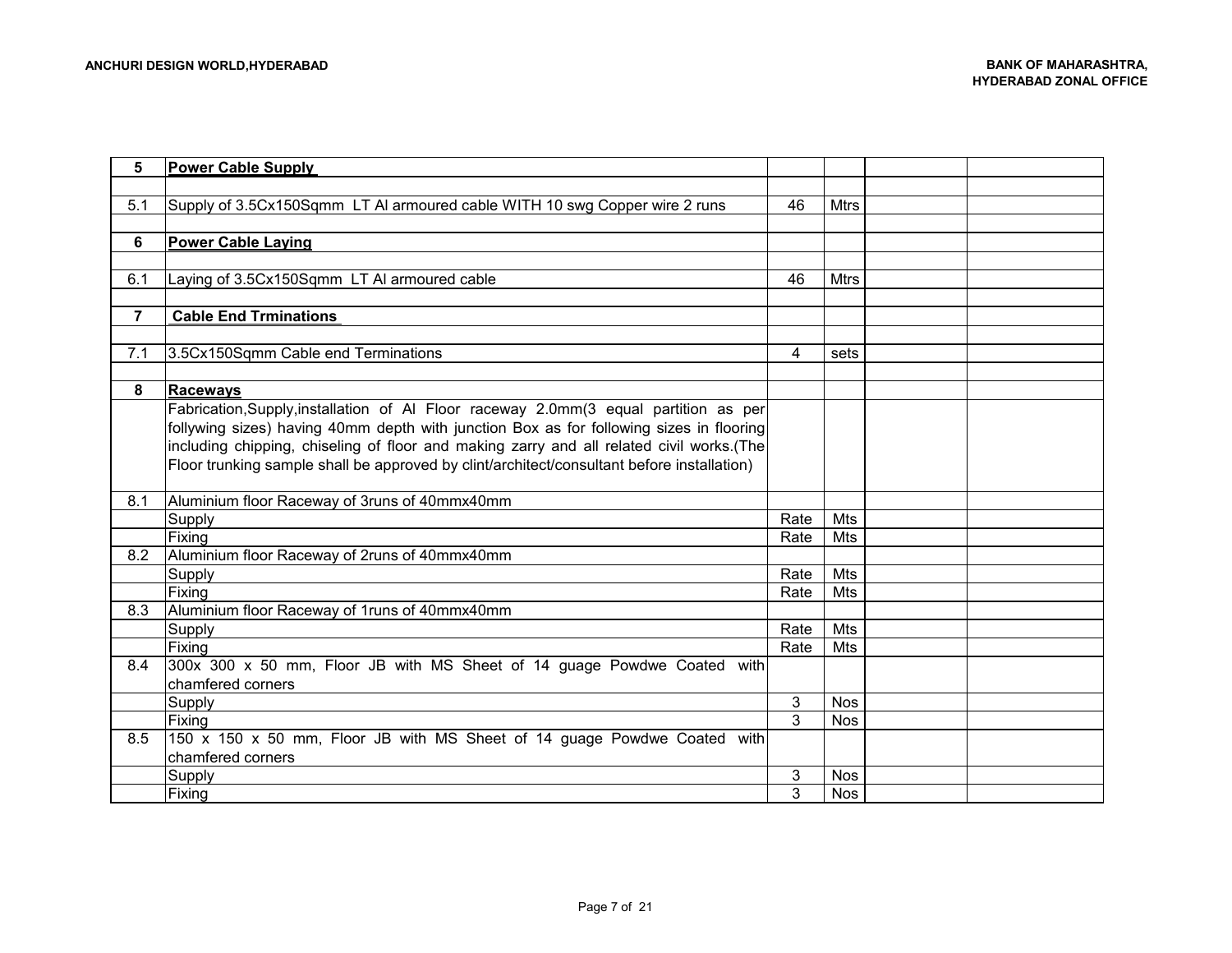| 5 | **Power Cable Supply** | | | | |
|---|---|---|---|---|---|
| | | | | | |
| 5.1 | Supply of 3.5Cx150Sqmm LT Al armoured cable WITH 10 swg Copper wire 2 runs | 46 | Mtrs | | |
| | | | | | |
| **6** | **Power Cable Laying** | | | | |
| | | | | | |
| 6.1 | Laying of 3.5Cx150Sqmm LT Al armoured cable | 46 | Mtrs | | |
| | | | | | |
| **7** | **Cable End Trminations** | | | | |
| | | | | | |
| 7.1 | 3.5Cx150Sqmm Cable end Terminations | 4 | sets | | |
| | | | | | |
| **8** | **Raceways** | | | | |
| | Fabrication,Supply,installation of Al Floor raceway 2.0mm(3 equal partition as per follywing sizes) having 40mm depth with junction Box as for following sizes in flooring including chipping, chiseling of floor and making zarry and all related civil works.(The Floor trunking sample shall be approved by clint/architect/consultant before installation) | | | | |
| 8.1 | Aluminium floor Raceway of 3runs of 40mmx40mm | | | | |
| | Supply | Rate | Mts | | |
| | Fixing | Rate | Mts | | |
| 8.2 | Aluminium floor Raceway of 2runs of 40mmx40mm | | | | |
| | Supply | Rate | Mts | | |
| | Fixing | Rate | Mts | | |
| 8.3 | Aluminium floor Raceway of 1runs of 40mmx40mm | | | | |
| | Supply | Rate | Mts | | |
| | Fixing | Rate | Mts | | |
| 8.4 | 300x 300 x 50 mm, Floor JB with MS Sheet of 14 guage Powdwe Coated with chamfered corners | | | | |
| | Supply | 3 | Nos | | |
| | Fixing | 3 | Nos | | |
| 8.5 | 150 x 150 x 50 mm, Floor JB with MS Sheet of 14 guage Powdwe Coated with chamfered corners | | | | |
| | Supply | 3 | Nos | | |
| | Fixing | 3 | Nos | | |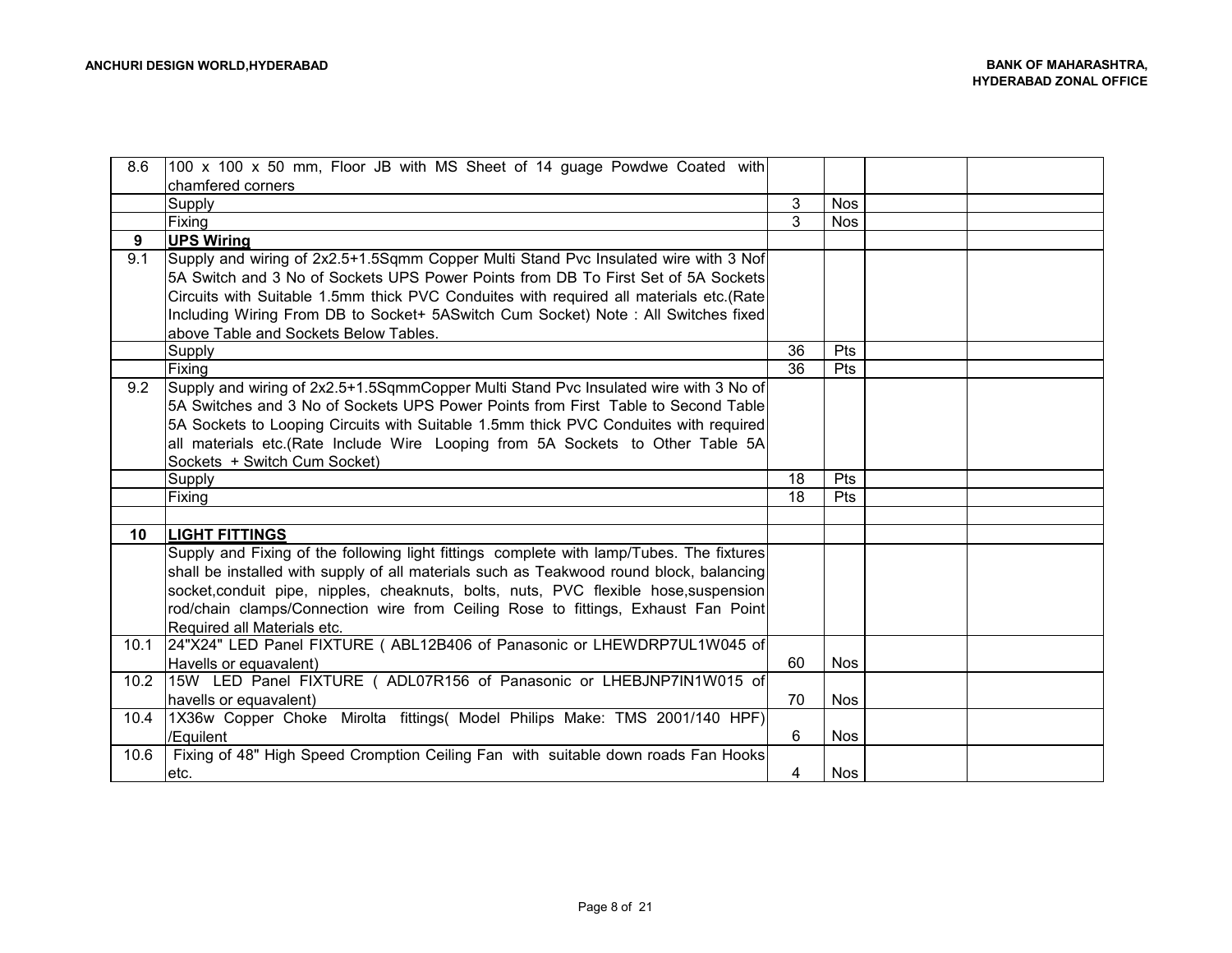| | | | | | |
|---|---|---|---|---|---|
| 8.6 | 100 x 100 x 50 mm, Floor JB with MS Sheet of 14 guage Powdwe Coated with chamfered corners | | | | |
| | Supply | 3 | Nos | | |
| | Fixing | 3 | Nos | | |
| **9** | **UPS Wiring** | | | | |
| 9.1 | Supply and wiring of 2x2.5+1.5Sqmm Copper Multi Stand Pvc Insulated wire with 3 Nof 5A Switch and 3 No of Sockets UPS Power Points from DB To First Set of 5A Sockets Circuits with Suitable 1.5mm thick PVC Conduites with required all materials etc.(Rate Including Wiring From DB to Socket+ 5ASwitch Cum Socket) Note : All Switches fixed above Table and Sockets Below Tables. | | | | |
| | Supply | 36 | Pts | | |
| | Fixing | 36 | Pts | | |
| 9.2 | Supply and wiring of 2x2.5+1.5SqmmCopper Multi Stand Pvc Insulated wire with 3 No of 5A Switches and 3 No of Sockets UPS Power Points from First Table to Second Table 5A Sockets to Looping Circuits with Suitable 1.5mm thick PVC Conduites with required all materials etc.(Rate Include Wire Looping from 5A Sockets to Other Table 5A Sockets + Switch Cum Socket) | | | | |
| | Supply | 18 | Pts | | |
| | Fixing | 18 | Pts | | |
| | | | | | |
| **10** | **LIGHT FITTINGS** | | | | |
| | Supply and Fixing of the following light fittings complete with lamp/Tubes. The fixtures shall be installed with supply of all materials such as Teakwood round block, balancing socket,conduit pipe, nipples, cheaknuts, bolts, nuts, PVC flexible hose,suspension rod/chain clamps/Connection wire from Ceiling Rose to fittings, Exhaust Fan Point Required all Materials etc. | | | | |
| 10.1 | 24"X24" LED Panel FIXTURE ( ABL12B406 of Panasonic or LHEWDRP7UL1W045 of Havells or equavalent) | 60 | Nos | | |
| 10.2 | 15W LED Panel FIXTURE ( ADL07R156 of Panasonic or LHEBJNP7IN1W015 of havells or equavalent) | 70 | Nos | | |
| 10.4 | 1X36w Copper Choke Mirolta fittings( Model Philips Make: TMS 2001/140 HPF) /Equilent | 6 | Nos | | |
| 10.6 | Fixing of 48" High Speed Cromption Ceiling Fan with suitable down roads Fan Hooks etc. | 4 | Nos | | |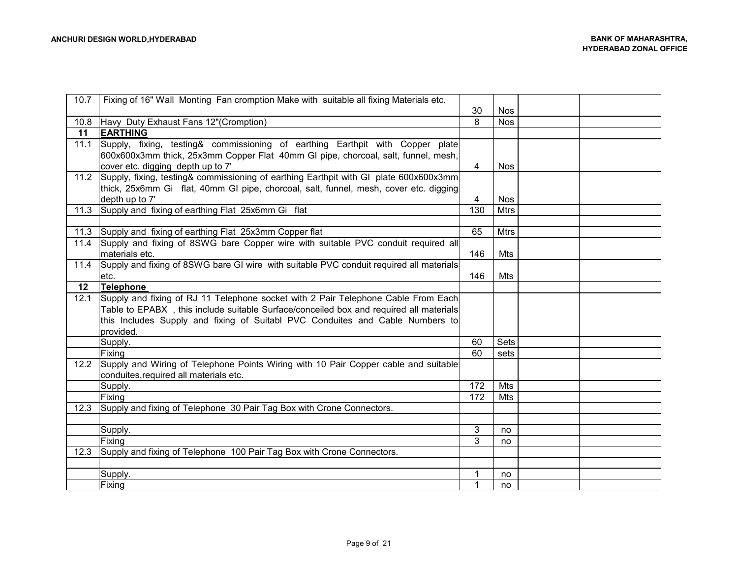| | | | | | |
|---|---|---|---|---|---|
| 10.7 | Fixing of 16" Wall Monting Fan cromption Make with suitable all fixing Materials etc. | 30 | Nos | | |
| 10.8 | Havy Duty Exhaust Fans 12"(Cromption) | 8 | Nos | | |
| **11** | **EARTHING** | | | | |
| 11.1 | Supply, fixing, testing& commissioning of earthing Earthpit with Copper plate 600x600x3mm thick, 25x3mm Copper Flat 40mm GI pipe, chorcoal, salt, funnel, mesh, cover etc. digging depth up to 7' | 4 | Nos | | |
| 11.2 | Supply, fixing, testing& commissioning of earthing Earthpit with GI plate 600x600x3mm thick, 25x6mm Gi flat, 40mm GI pipe, chorcoal, salt, funnel, mesh, cover etc. digging depth up to 7' | 4 | Nos | | |
| 11.3 | Supply and fixing of earthing Flat 25x6mm Gi flat | 130 | Mtrs | | |
| | | | | | |
| 11.3 | Supply and fixing of earthing Flat 25x3mm Copper flat | 65 | Mtrs | | |
| 11.4 | Supply and fixing of 8SWG bare Copper wire with suitable PVC conduit required all materials etc. | 146 | Mts | | |
| 11.4 | Supply and fixing of 8SWG bare GI wire with suitable PVC conduit required all materials etc. | 146 | Mts | | |
| **12** | **Telephone** | | | | |
| 12.1 | Supply and fixing of RJ 11 Telephone socket with 2 Pair Telephone Cable From Each Table to EPABX , this include suitable Surface/conceiled box and required all materials this Includes Supply and fixing of Suitabl PVC Conduites and Cable Numbers to provided. | | | | |
| | Supply. | 60 | Sets | | |
| | Fixing | 60 | sets | | |
| 12.2 | Supply and Wiring of Telephone Points Wiring with 10 Pair Copper cable and suitable conduites,required all materials etc. | | | | |
| | Supply. | 172 | Mts | | |
| | Fixing | 172 | Mts | | |
| 12.3 | Supply and fixing of Telephone 30 Pair Tag Box with Crone Connectors. | | | | |
| | | | | | |
| | Supply. | 3 | no | | |
| | Fixing | 3 | no | | |
| 12.3 | Supply and fixing of Telephone 100 Pair Tag Box with Crone Connectors. | | | | |
| | | | | | |
| | Supply. | 1 | no | | |
| | Fixing | 1 | no | | |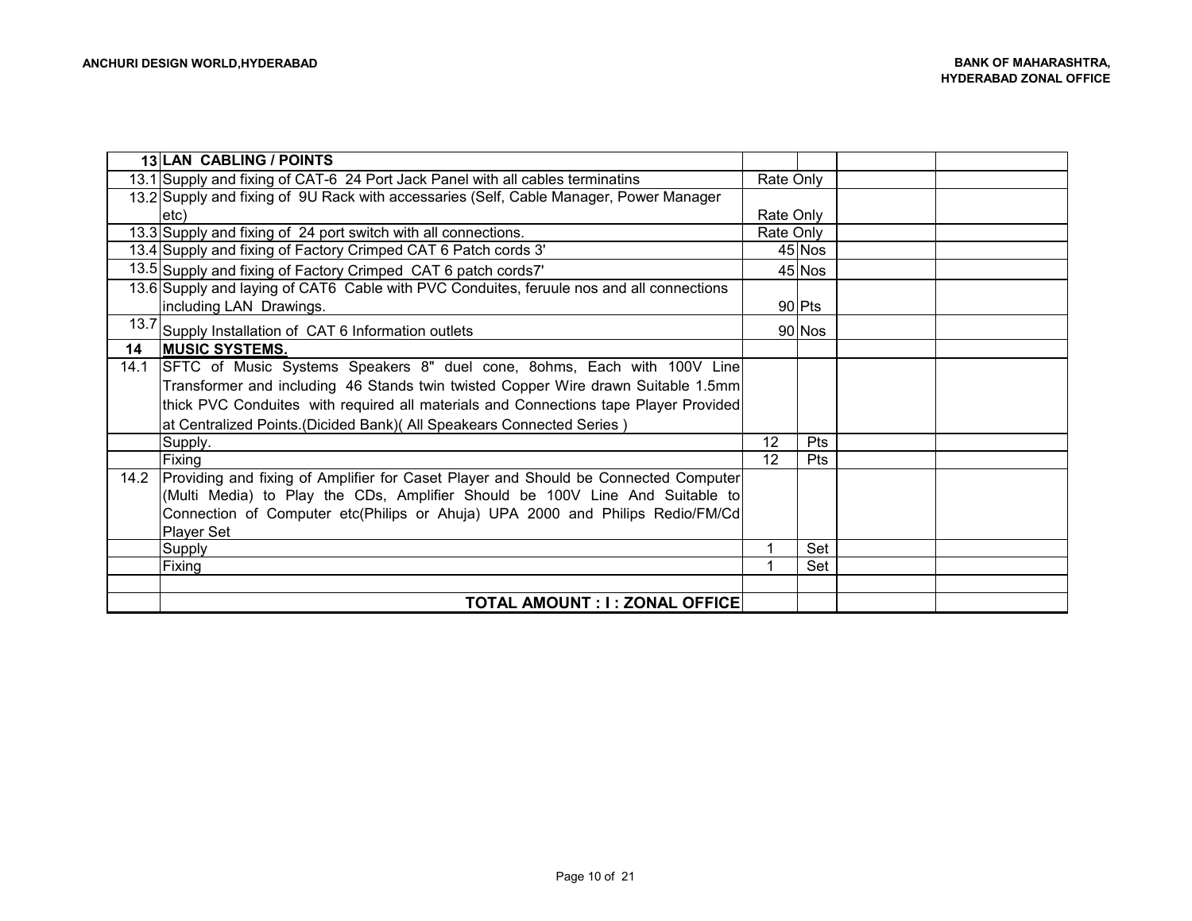| | | | | | |
|---|---|---|---|---|---|
| 13 | **LAN CABLING / POINTS** | | | | |
| 13.1 | Supply and fixing of CAT-6 24 Port Jack Panel with all cables terminatins | Rate Only | | | |
| 13.2 | Supply and fixing of 9U Rack with accessaries (Self, Cable Manager, Power Manager etc) | Rate Only | | | |
| 13.3 | Supply and fixing of 24 port switch with all connections. | Rate Only | | | |
| 13.4 | Supply and fixing of Factory Crimped CAT 6 Patch cords 3' | 45 | Nos | | |
| 13.5 | Supply and fixing of Factory Crimped CAT 6 patch cords7' | 45 | Nos | | |
| 13.6 | Supply and laying of CAT6 Cable with PVC Conduites, feruule nos and all connections including LAN Drawings. | 90 | Pts | | |
| 13.7 | Supply Installation of CAT 6 Information outlets | 90 | Nos | | |
| **14** | **MUSIC SYSTEMS.** | | | | |
| 14.1 | SFTC of Music Systems Speakers 8" duel cone, 8ohms, Each with 100V Line Transformer and including 46 Stands twin twisted Copper Wire drawn Suitable 1.5mm thick PVC Conduites with required all materials and Connections tape Player Provided at Centralized Points.(Dicided Bank)( All Speakears Connected Series ) | | | | |
| | Supply. | 12 | Pts | | |
| | Fixing | 12 | Pts | | |
| 14.2 | Providing and fixing of Amplifier for Caset Player and Should be Connected Computer (Multi Media) to Play the CDs, Amplifier Should be 100V Line And Suitable to Connection of Computer etc(Philips or Ahuja) UPA 2000 and Philips Redio/FM/Cd Player Set | | | | |
| | Supply | 1 | Set | | |
| | Fixing | 1 | Set | | |
| | | | | | |
| | **TOTAL AMOUNT : I : ZONAL OFFICE** | | | | |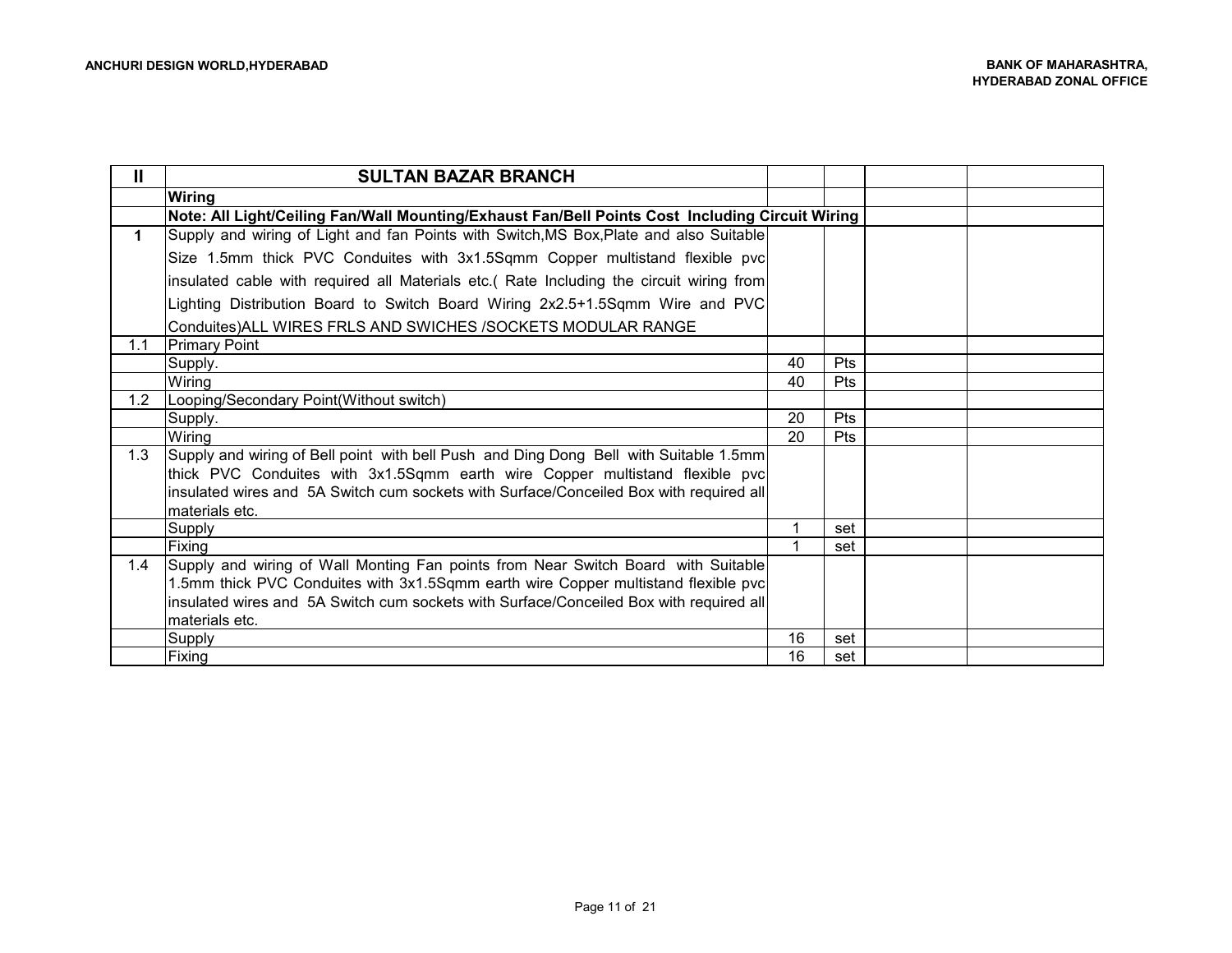| II | SULTAN BAZAR BRANCH | | | | |
|---|---|---|---|---|---|
| | **Wiring** | | | | |
| | **Note: All Light/Ceiling Fan/Wall Mounting/Exhaust Fan/Bell Points Cost Including Circuit Wiring** | | | | |
| **1** | Supply and wiring of Light and fan Points with Switch,MS Box,Plate and also Suitable Size 1.5mm thick PVC Conduites with 3x1.5Sqmm Copper multistand flexible pvc insulated cable with required all Materials etc.( Rate Including the circuit wiring from Lighting Distribution Board to Switch Board Wiring 2x2.5+1.5Sqmm Wire and PVC Conduites)ALL WIRES FRLS AND SWICHES /SOCKETS MODULAR RANGE | | | | |
| 1.1 | Primary Point | | | | |
| | Supply. | 40 | Pts | | |
| | Wiring | 40 | Pts | | |
| 1.2 | Looping/Secondary Point(Without switch) | | | | |
| | Supply. | 20 | Pts | | |
| | Wiring | 20 | Pts | | |
| 1.3 | Supply and wiring of Bell point with bell Push and Ding Dong Bell with Suitable 1.5mm thick PVC Conduites with 3x1.5Sqmm earth wire Copper multistand flexible pvc insulated wires and 5A Switch cum sockets with Surface/Conceiled Box with required all materials etc. | | | | |
| | Supply | 1 | set | | |
| | Fixing | 1 | set | | |
| 1.4 | Supply and wiring of Wall Monting Fan points from Near Switch Board with Suitable 1.5mm thick PVC Conduites with 3x1.5Sqmm earth wire Copper multistand flexible pvc insulated wires and 5A Switch cum sockets with Surface/Conceiled Box with required all materials etc. | | | | |
| | Supply | 16 | set | | |
| | Fixing | 16 | set | | |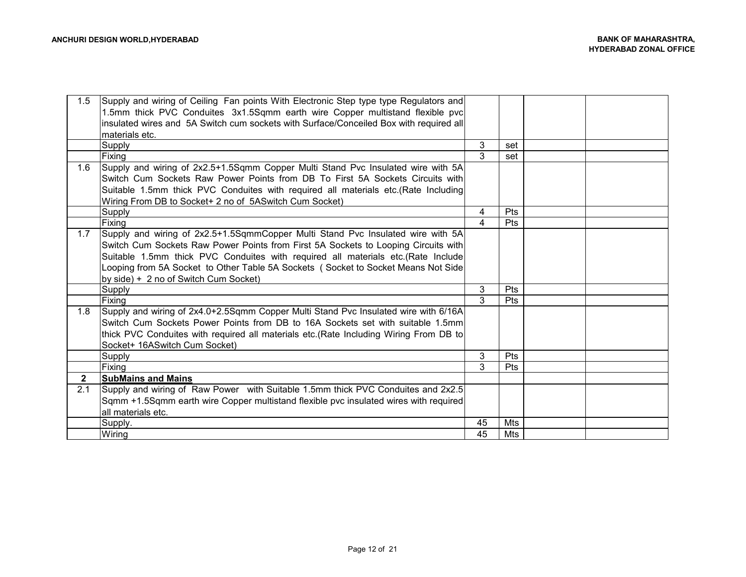| 1.5 | Supply and wiring of Ceiling Fan points With Electronic Step type type Regulators and 1.5mm thick PVC Conduites 3x1.5Sqmm earth wire Copper multistand flexible pvc insulated wires and 5A Switch cum sockets with Surface/Conceiled Box with required all materials etc. | | | | |
|---|---|---|---|---|---|
| | Supply | 3 | set | | |
| | Fixing | 3 | set | | |
| 1.6 | Supply and wiring of 2x2.5+1.5Sqmm Copper Multi Stand Pvc Insulated wire with 5A Switch Cum Sockets Raw Power Points from DB To First 5A Sockets Circuits with Suitable 1.5mm thick PVC Conduites with required all materials etc.(Rate Including Wiring From DB to Socket+ 2 no of 5ASwitch Cum Socket) | | | | |
| | Supply | 4 | Pts | | |
| | Fixing | 4 | Pts | | |
| 1.7 | Supply and wiring of 2x2.5+1.5SqmmCopper Multi Stand Pvc Insulated wire with 5A Switch Cum Sockets Raw Power Points from First 5A Sockets to Looping Circuits with Suitable 1.5mm thick PVC Conduites with required all materials etc.(Rate Include Looping from 5A Socket to Other Table 5A Sockets ( Socket to Socket Means Not Side by side) + 2 no of Switch Cum Socket) | | | | |
| | Supply | 3 | Pts | | |
| | Fixing | 3 | Pts | | |
| 1.8 | Supply and wiring of 2x4.0+2.5Sqmm Copper Multi Stand Pvc Insulated wire with 6/16A Switch Cum Sockets Power Points from DB to 16A Sockets set with suitable 1.5mm thick PVC Conduites with required all materials etc.(Rate Including Wiring From DB to Socket+ 16ASwitch Cum Socket) | | | | |
| | Supply | 3 | Pts | | |
| | Fixing | 3 | Pts | | |
| **2** | **SubMains and Mains** | | | | |
| 2.1 | Supply and wiring of Raw Power with Suitable 1.5mm thick PVC Conduites and 2x2.5 Sqmm +1.5Sqmm earth wire Copper multistand flexible pvc insulated wires with required all materials etc. | | | | |
| | Supply. | 45 | Mts | | |
| | Wiring | 45 | Mts | | |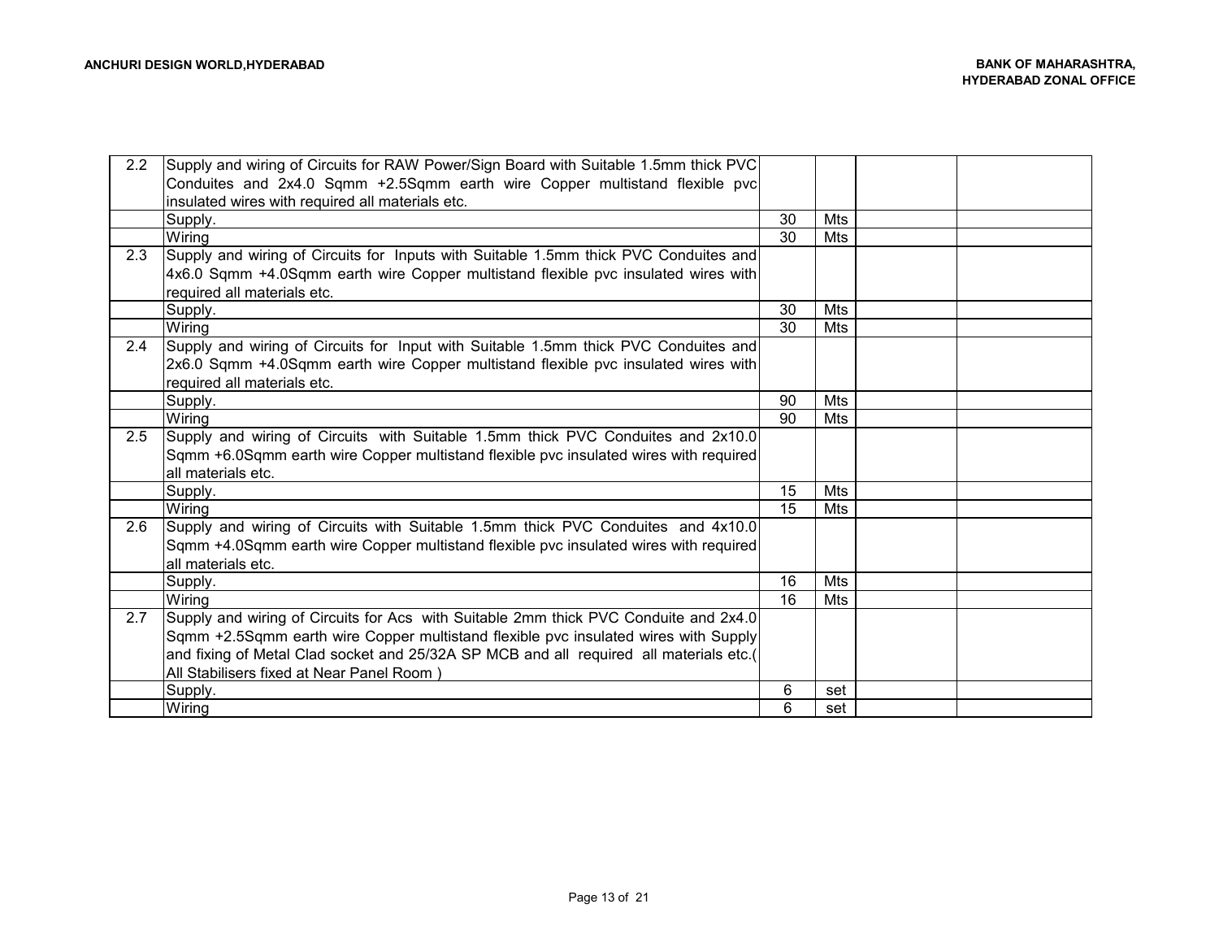| | | | | | |
|---|---|---|---|---|---|
| 2.2 | Supply and wiring of Circuits for RAW Power/Sign Board with Suitable 1.5mm thick PVC Conduites and 2x4.0 Sqmm +2.5Sqmm earth wire Copper multistand flexible pvc insulated wires with required all materials etc. | | | | |
| | Supply. | 30 | Mts | | |
| | Wiring | 30 | Mts | | |
| 2.3 | Supply and wiring of Circuits for Inputs with Suitable 1.5mm thick PVC Conduites and 4x6.0 Sqmm +4.0Sqmm earth wire Copper multistand flexible pvc insulated wires with required all materials etc. | | | | |
| | Supply. | 30 | Mts | | |
| | Wiring | 30 | Mts | | |
| 2.4 | Supply and wiring of Circuits for Input with Suitable 1.5mm thick PVC Conduites and 2x6.0 Sqmm +4.0Sqmm earth wire Copper multistand flexible pvc insulated wires with required all materials etc. | | | | |
| | Supply. | 90 | Mts | | |
| | Wiring | 90 | Mts | | |
| 2.5 | Supply and wiring of Circuits with Suitable 1.5mm thick PVC Conduites and 2x10.0 Sqmm +6.0Sqmm earth wire Copper multistand flexible pvc insulated wires with required all materials etc. | | | | |
| | Supply. | 15 | Mts | | |
| | Wiring | 15 | Mts | | |
| 2.6 | Supply and wiring of Circuits with Suitable 1.5mm thick PVC Conduites and 4x10.0 Sqmm +4.0Sqmm earth wire Copper multistand flexible pvc insulated wires with required all materials etc. | | | | |
| | Supply. | 16 | Mts | | |
| | Wiring | 16 | Mts | | |
| 2.7 | Supply and wiring of Circuits for Acs with Suitable 2mm thick PVC Conduite and 2x4.0 Sqmm +2.5Sqmm earth wire Copper multistand flexible pvc insulated wires with Supply and fixing of Metal Clad socket and 25/32A SP MCB and all required all materials etc.( All Stabilisers fixed at Near Panel Room ) | | | | |
| | Supply. | 6 | set | | |
| | Wiring | 6 | set | | |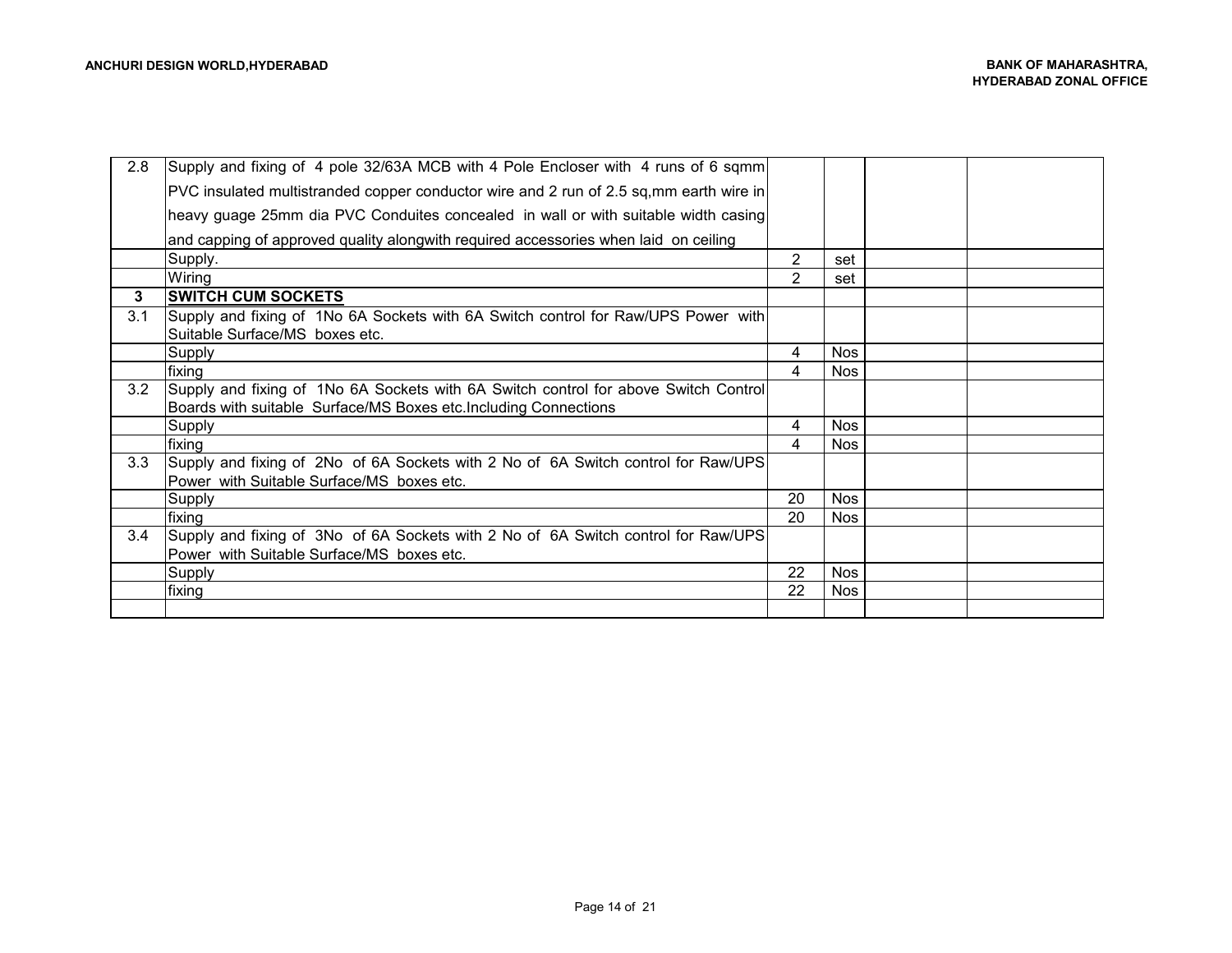| | | | | | |
|---|---|---|---|---|---|
| 2.8 | Supply and fixing of 4 pole 32/63A MCB with 4 Pole Encloser with 4 runs of 6 sqmm PVC insulated multistranded copper conductor wire and 2 run of 2.5 sq,mm earth wire in heavy guage 25mm dia PVC Conduites concealed in wall or with suitable width casing and capping of approved quality alongwith required accessories when laid on ceiling | | | | |
| | Supply. | 2 | set | | |
| | Wiring | 2 | set | | |
| **3** | **SWITCH CUM SOCKETS** | | | | |
| 3.1 | Supply and fixing of 1No 6A Sockets with 6A Switch control for Raw/UPS Power with Suitable Surface/MS boxes etc. | | | | |
| | Supply | 4 | Nos | | |
| | fixing | 4 | Nos | | |
| 3.2 | Supply and fixing of 1No 6A Sockets with 6A Switch control for above Switch Control Boards with suitable Surface/MS Boxes etc.Including Connections | | | | |
| | Supply | 4 | Nos | | |
| | fixing | 4 | Nos | | |
| 3.3 | Supply and fixing of 2No of 6A Sockets with 2 No of 6A Switch control for Raw/UPS Power with Suitable Surface/MS boxes etc. | | | | |
| | Supply | 20 | Nos | | |
| | fixing | 20 | Nos | | |
| 3.4 | Supply and fixing of 3No of 6A Sockets with 2 No of 6A Switch control for Raw/UPS Power with Suitable Surface/MS boxes etc. | | | | |
| | Supply | 22 | Nos | | |
| | fixing | 22 | Nos | | |
| | | | | | |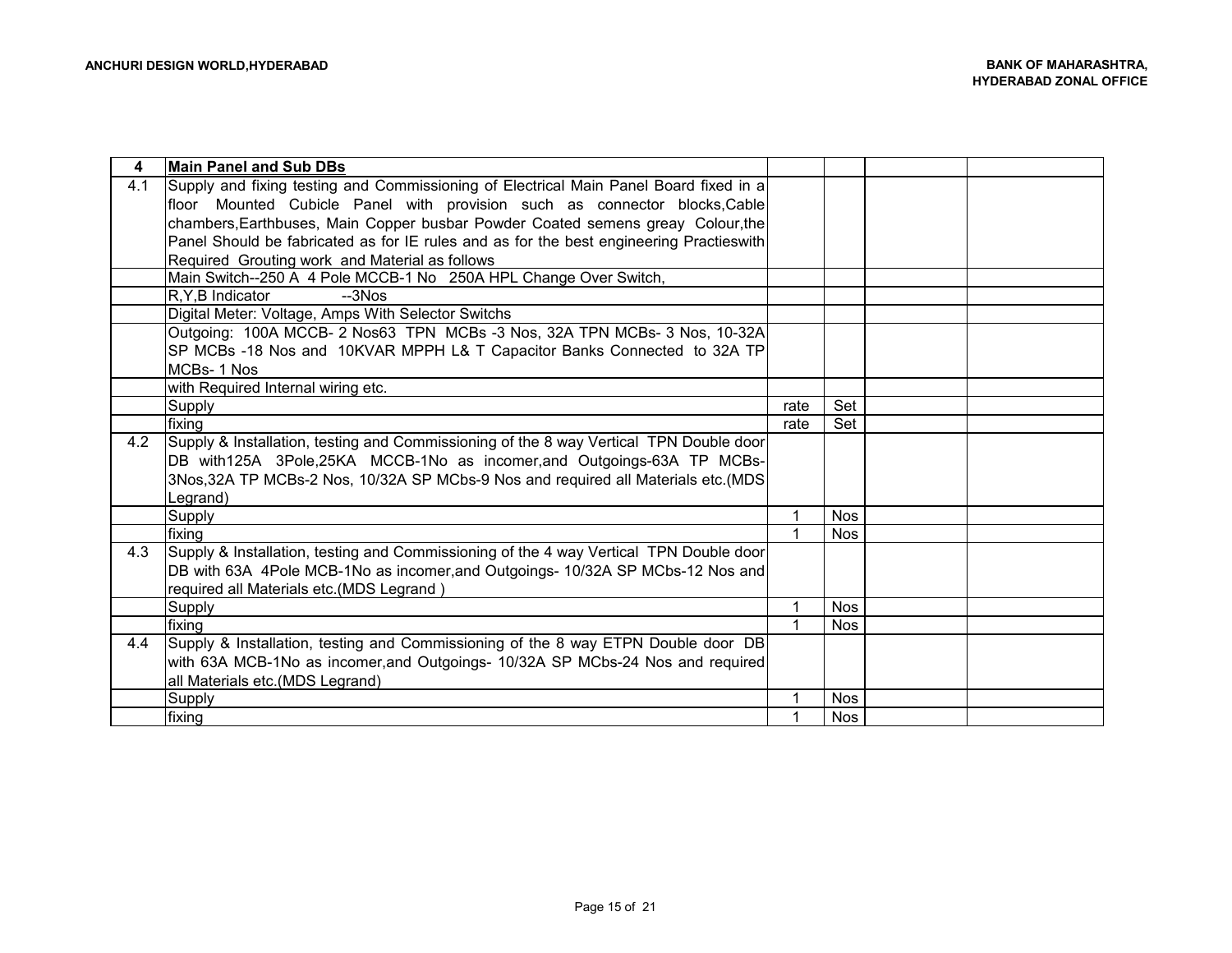| 4 | **Main Panel and Sub DBs** | | | | |
|---|---|---|---|---|---|
| 4.1 | Supply and fixing testing and Commissioning of Electrical Main Panel Board fixed in a floor Mounted Cubicle Panel with provision such as connector blocks,Cable chambers,Earthbuses, Main Copper busbar Powder Coated semens greay Colour,the Panel Should be fabricated as for IE rules and as for the best engineering Practieswith Required Grouting work and Material as follows | | | | |
| | Main Switch--250 A 4 Pole MCCB-1 No 250A HPL Change Over Switch, | | | | |
| | R,Y,B Indicator --3Nos | | | | |
| | Digital Meter: Voltage, Amps With Selector Switchs | | | | |
| | Outgoing: 100A MCCB- 2 Nos63 TPN MCBs -3 Nos, 32A TPN MCBs- 3 Nos, 10-32A SP MCBs -18 Nos and 10KVAR MPPH L& T Capacitor Banks Connected to 32A TP MCBs- 1 Nos | | | | |
| | with Required Internal wiring etc. | | | | |
| | Supply | rate | Set | | |
| | fixing | rate | Set | | |
| 4.2 | Supply & Installation, testing and Commissioning of the 8 way Vertical TPN Double door DB with125A 3Pole,25KA MCCB-1No as incomer,and Outgoings-63A TP MCBs-3Nos,32A TP MCBs-2 Nos, 10/32A SP MCbs-9 Nos and required all Materials etc.(MDS Legrand) | | | | |
| | Supply | 1 | Nos | | |
| | fixing | 1 | Nos | | |
| 4.3 | Supply & Installation, testing and Commissioning of the 4 way Vertical TPN Double door DB with 63A 4Pole MCB-1No as incomer,and Outgoings- 10/32A SP MCbs-12 Nos and required all Materials etc.(MDS Legrand ) | | | | |
| | Supply | 1 | Nos | | |
| | fixing | 1 | Nos | | |
| 4.4 | Supply & Installation, testing and Commissioning of the 8 way ETPN Double door DB with 63A MCB-1No as incomer,and Outgoings- 10/32A SP MCbs-24 Nos and required all Materials etc.(MDS Legrand) | | | | |
| | Supply | 1 | Nos | | |
| | fixing | 1 | Nos | | |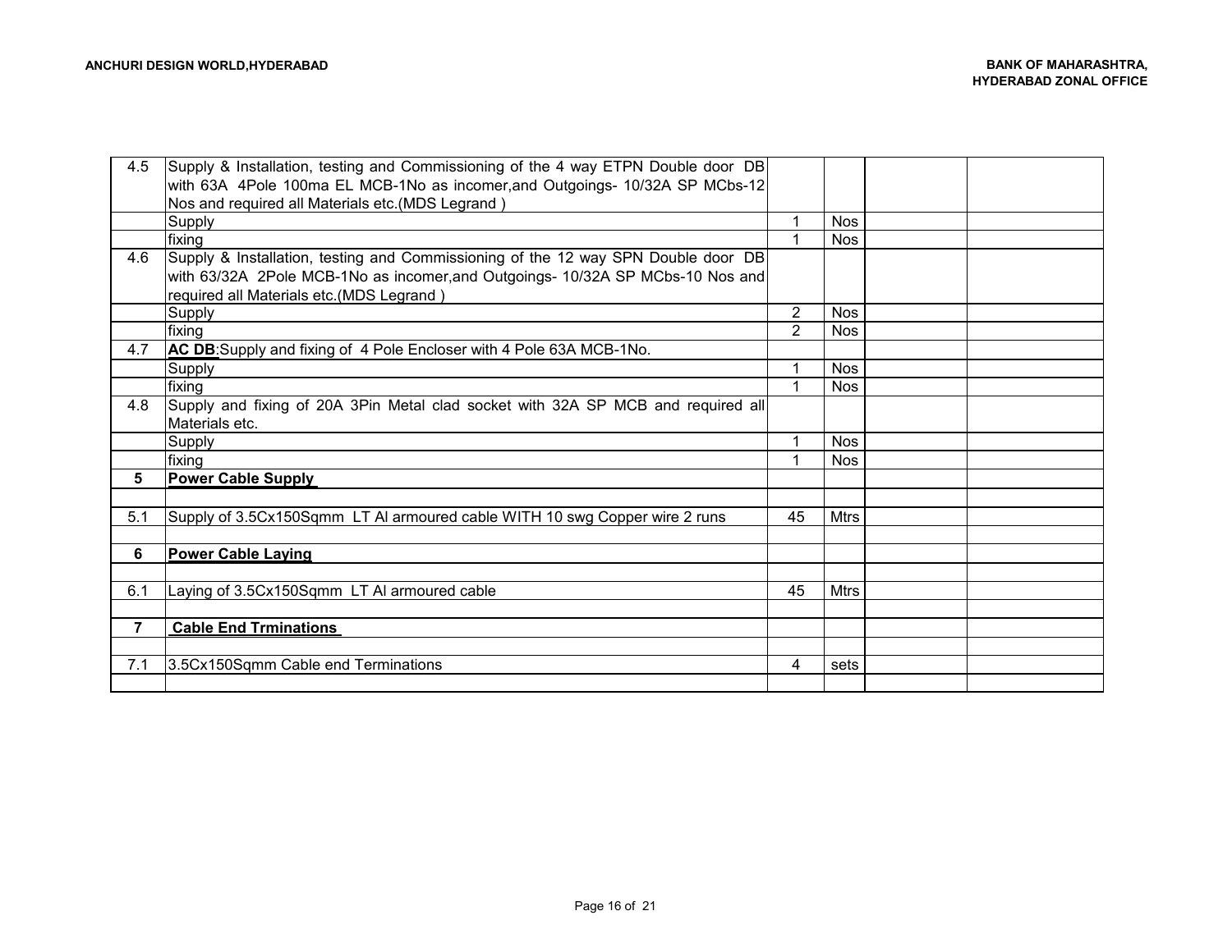| 4.5 | Supply & Installation, testing and Commissioning of the 4 way ETPN Double door DB with 63A 4Pole 100ma EL MCB-1No as incomer,and Outgoings- 10/32A SP MCbs-12 Nos and required all Materials etc.(MDS Legrand ) | | | | |
|---|---|---|---|---|---|
| | Supply | 1 | Nos | | |
| | fixing | 1 | Nos | | |
| 4.6 | Supply & Installation, testing and Commissioning of the 12 way SPN Double door DB with 63/32A 2Pole MCB-1No as incomer,and Outgoings- 10/32A SP MCbs-10 Nos and required all Materials etc.(MDS Legrand ) | | | | |
| | Supply | 2 | Nos | | |
| | fixing | 2 | Nos | | |
| 4.7 | **AC DB**:Supply and fixing of 4 Pole Encloser with 4 Pole 63A MCB-1No. | | | | |
| | Supply | 1 | Nos | | |
| | fixing | 1 | Nos | | |
| 4.8 | Supply and fixing of 20A 3Pin Metal clad socket with 32A SP MCB and required all Materials etc. | | | | |
| | Supply | 1 | Nos | | |
| | fixing | 1 | Nos | | |
| **5** | **Power Cable Supply** | | | | |
| | | | | | |
| 5.1 | Supply of 3.5Cx150Sqmm LT Al armoured cable WITH 10 swg Copper wire 2 runs | 45 | Mtrs | | |
| | | | | | |
| **6** | **Power Cable Laying** | | | | |
| | | | | | |
| 6.1 | Laying of 3.5Cx150Sqmm LT Al armoured cable | 45 | Mtrs | | |
| | | | | | |
| **7** | **Cable End Trminations** | | | | |
| | | | | | |
| 7.1 | 3.5Cx150Sqmm Cable end Terminations | 4 | sets | | |
| | | | | | |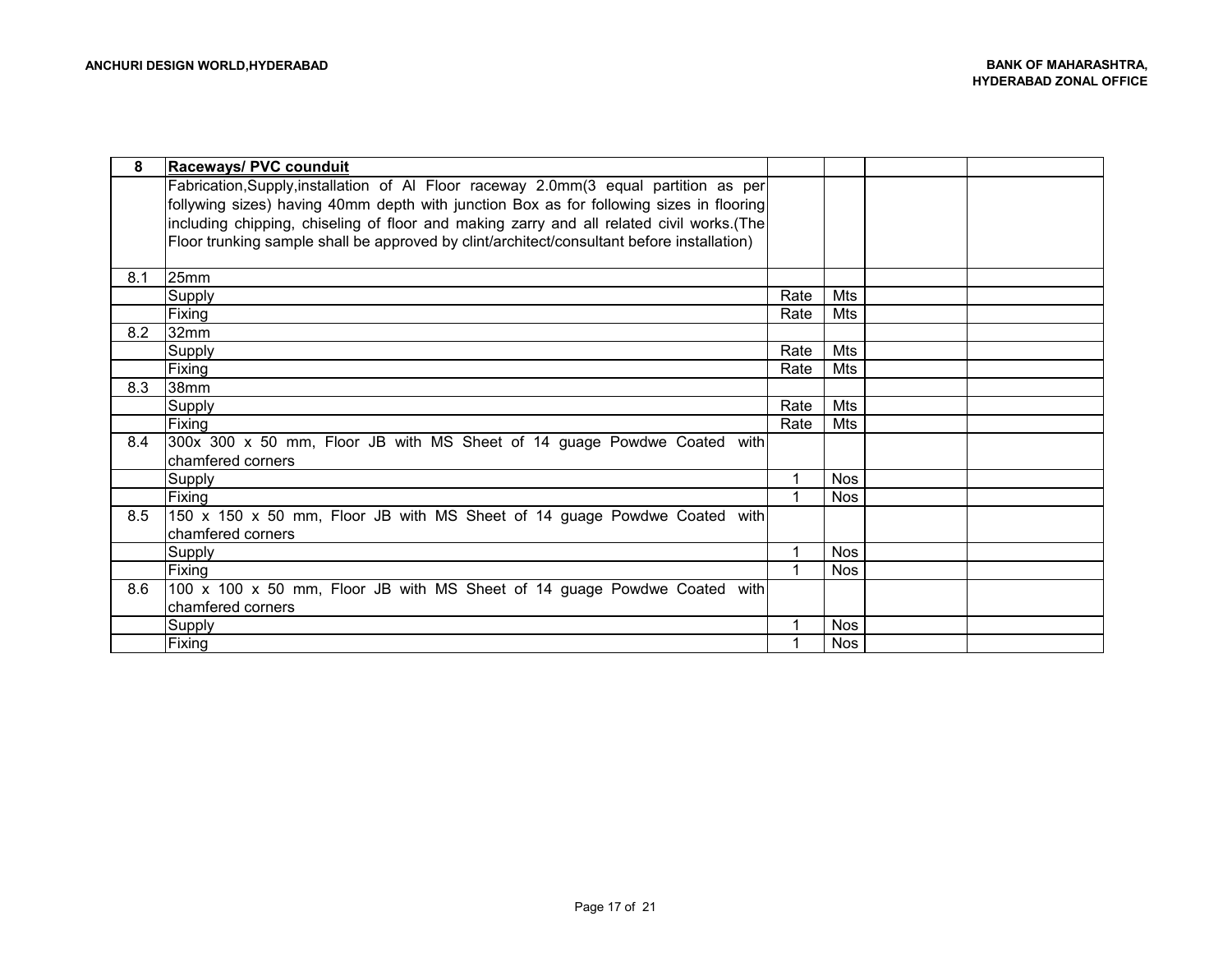| 8 | **Raceways/ PVC counduit** | | | | |
|---|---|---|---|---|---|
| | Fabrication,Supply,installation of Al Floor raceway 2.0mm(3 equal partition as per follywing sizes) having 40mm depth with junction Box as for following sizes in flooring including chipping, chiseling of floor and making zarry and all related civil works.(The Floor trunking sample shall be approved by clint/architect/consultant before installation) | | | | |
| 8.1 | 25mm | | | | |
| | Supply | Rate | Mts | | |
| | Fixing | Rate | Mts | | |
| 8.2 | 32mm | | | | |
| | Supply | Rate | Mts | | |
| | Fixing | Rate | Mts | | |
| 8.3 | 38mm | | | | |
| | Supply | Rate | Mts | | |
| | Fixing | Rate | Mts | | |
| 8.4 | 300x 300 x 50 mm, Floor JB with MS Sheet of 14 guage Powdwe Coated with chamfered corners | | | | |
| | Supply | 1 | Nos | | |
| | Fixing | 1 | Nos | | |
| 8.5 | 150 x 150 x 50 mm, Floor JB with MS Sheet of 14 guage Powdwe Coated with chamfered corners | | | | |
| | Supply | 1 | Nos | | |
| | Fixing | 1 | Nos | | |
| 8.6 | 100 x 100 x 50 mm, Floor JB with MS Sheet of 14 guage Powdwe Coated with chamfered corners | | | | |
| | Supply | 1 | Nos | | |
| | Fixing | 1 | Nos | | |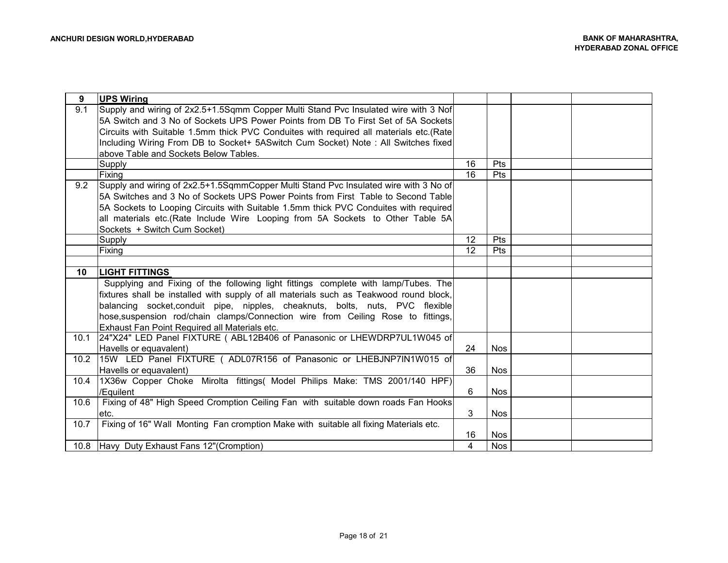| 9 | **UPS Wiring** | | | | |
|---|---|---|---|---|---|
| 9.1 | Supply and wiring of 2x2.5+1.5Sqmm Copper Multi Stand Pvc Insulated wire with 3 Nof 5A Switch and 3 No of Sockets UPS Power Points from DB To First Set of 5A Sockets Circuits with Suitable 1.5mm thick PVC Conduites with required all materials etc.(Rate Including Wiring From DB to Socket+ 5ASwitch Cum Socket) Note : All Switches fixed above Table and Sockets Below Tables. | | | | |
| | Supply | 16 | Pts | | |
| | Fixing | 16 | Pts | | |
| 9.2 | Supply and wiring of 2x2.5+1.5SqmmCopper Multi Stand Pvc Insulated wire with 3 No of 5A Switches and 3 No of Sockets UPS Power Points from First Table to Second Table 5A Sockets to Looping Circuits with Suitable 1.5mm thick PVC Conduites with required all materials etc.(Rate Include Wire Looping from 5A Sockets to Other Table 5A Sockets + Switch Cum Socket) | | | | |
| | Supply | 12 | Pts | | |
| | Fixing | 12 | Pts | | |
| | | | | | |
| 10 | **LIGHT FITTINGS** | | | | |
| | Supplying and Fixing of the following light fittings complete with lamp/Tubes. The fixtures shall be installed with supply of all materials such as Teakwood round block, balancing socket,conduit pipe, nipples, cheaknuts, bolts, nuts, PVC flexible hose,suspension rod/chain clamps/Connection wire from Ceiling Rose to fittings, Exhaust Fan Point Required all Materials etc. | | | | |
| 10.1 | 24"X24" LED Panel FIXTURE ( ABL12B406 of Panasonic or LHEWDRP7UL1W045 of Havells or equavalent) | 24 | Nos | | |
| 10.2 | 15W LED Panel FIXTURE ( ADL07R156 of Panasonic or LHEBJNP7IN1W015 of Havells or equavalent) | 36 | Nos | | |
| 10.4 | 1X36w Copper Choke Mirolta fittings( Model Philips Make: TMS 2001/140 HPF) /Equilent | 6 | Nos | | |
| 10.6 | Fixing of 48" High Speed Cromption Ceiling Fan with suitable down roads Fan Hooks etc. | 3 | Nos | | |
| 10.7 | Fixing of 16" Wall Monting Fan cromption Make with suitable all fixing Materials etc. | 16 | Nos | | |
| 10.8 | Havy Duty Exhaust Fans 12"(Cromption) | 4 | Nos | | |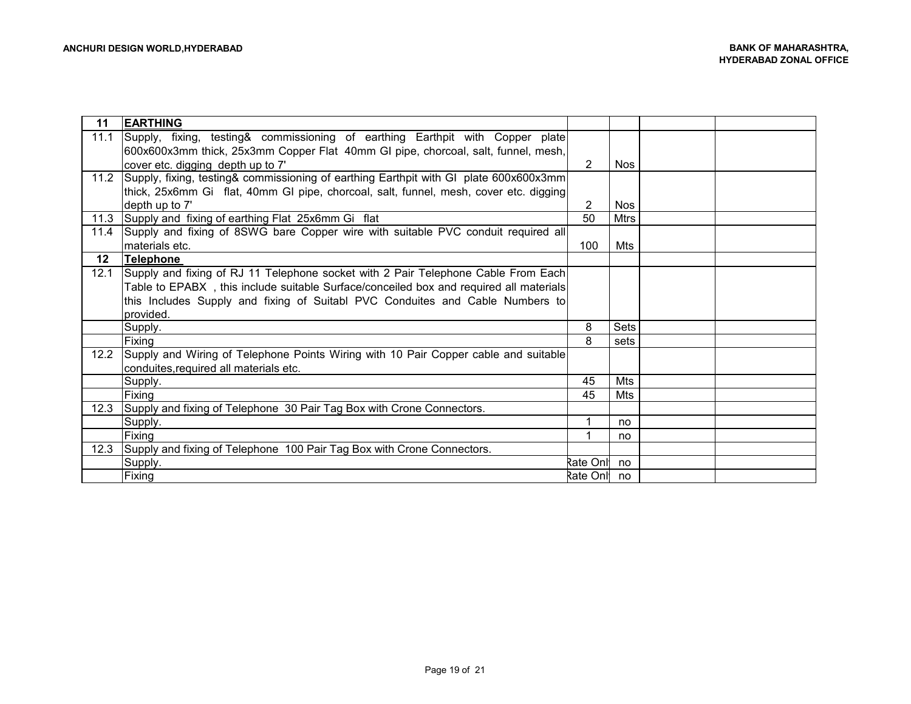| 11 | **EARTHING** | | | | |
|---|---|---|---|---|---|
| 11.1 | Supply, fixing, testing& commissioning of earthing Earthpit with Copper plate 600x600x3mm thick, 25x3mm Copper Flat 40mm GI pipe, chorcoal, salt, funnel, mesh, cover etc. digging depth up to 7' | 2 | Nos | | |
| 11.2 | Supply, fixing, testing& commissioning of earthing Earthpit with GI plate 600x600x3mm thick, 25x6mm Gi flat, 40mm GI pipe, chorcoal, salt, funnel, mesh, cover etc. digging depth up to 7' | 2 | Nos | | |
| 11.3 | Supply and fixing of earthing Flat 25x6mm Gi flat | 50 | Mtrs | | |
| 11.4 | Supply and fixing of 8SWG bare Copper wire with suitable PVC conduit required all materials etc. | 100 | Mts | | |
| **12** | **Telephone** | | | | |
| 12.1 | Supply and fixing of RJ 11 Telephone socket with 2 Pair Telephone Cable From Each Table to EPABX , this include suitable Surface/conceiled box and required all materials this Includes Supply and fixing of Suitabl PVC Conduites and Cable Numbers to provided. | | | | |
| | Supply. | 8 | Sets | | |
| | Fixing | 8 | sets | | |
| 12.2 | Supply and Wiring of Telephone Points Wiring with 10 Pair Copper cable and suitable conduites,required all materials etc. | | | | |
| | Supply. | 45 | Mts | | |
| | Fixing | 45 | Mts | | |
| 12.3 | Supply and fixing of Telephone 30 Pair Tag Box with Crone Connectors. | | | | |
| | Supply. | 1 | no | | |
| | Fixing | 1 | no | | |
| 12.3 | Supply and fixing of Telephone 100 Pair Tag Box with Crone Connectors. | | | | |
| | Supply. | Rate Onl | no | | |
| | Fixing | Rate Onl | no | | |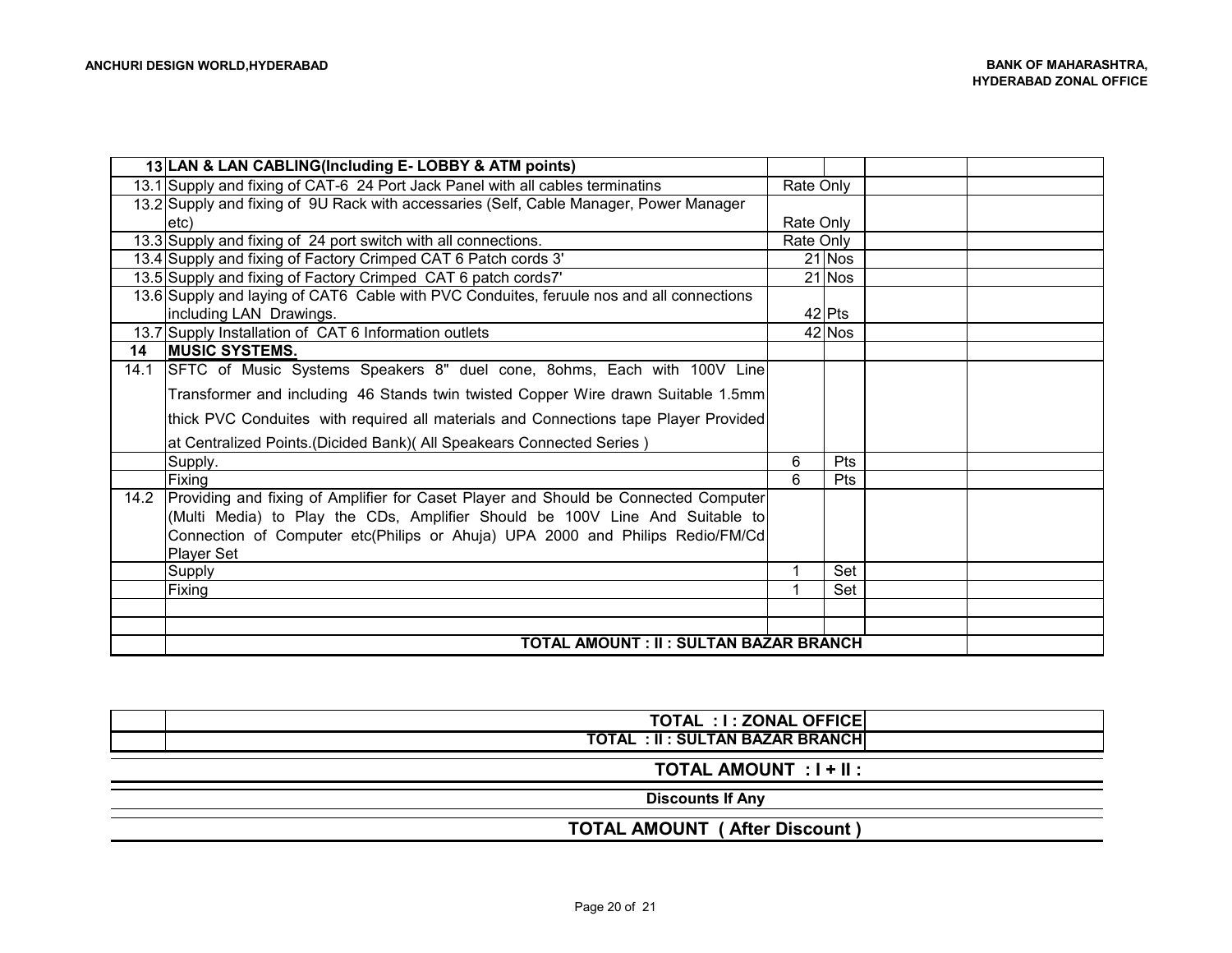| | | | | | |
|---|---|---|---|---|---|
| 13 | **LAN & LAN CABLING(Including E- LOBBY & ATM points)** | | | | |
| 13.1 | Supply and fixing of CAT-6 24 Port Jack Panel with all cables terminatins | Rate Only | | | |
| 13.2 | Supply and fixing of 9U Rack with accessaries (Self, Cable Manager, Power Manager etc) | Rate Only | | | |
| 13.3 | Supply and fixing of 24 port switch with all connections. | Rate Only | | | |
| 13.4 | Supply and fixing of Factory Crimped CAT 6 Patch cords 3' | 21 | Nos | | |
| 13.5 | Supply and fixing of Factory Crimped CAT 6 patch cords7' | 21 | Nos | | |
| 13.6 | Supply and laying of CAT6 Cable with PVC Conduites, feruule nos and all connections including LAN Drawings. | 42 | Pts | | |
| 13.7 | Supply Installation of CAT 6 Information outlets | 42 | Nos | | |
| 14 | **MUSIC SYSTEMS.** | | | | |
| 14.1 | SFTC of Music Systems Speakers 8" duel cone, 8ohms, Each with 100V Line Transformer and including 46 Stands twin twisted Copper Wire drawn Suitable 1.5mm thick PVC Conduites with required all materials and Connections tape Player Provided at Centralized Points.(Dicided Bank)( All Speakears Connected Series ) | | | | |
| | Supply. | 6 | Pts | | |
| | Fixing | 6 | Pts | | |
| 14.2 | Providing and fixing of Amplifier for Caset Player and Should be Connected Computer (Multi Media) to Play the CDs, Amplifier Should be 100V Line And Suitable to Connection of Computer etc(Philips or Ahuja) UPA 2000 and Philips Redio/FM/Cd Player Set | | | | |
| | Supply | 1 | Set | | |
| | Fixing | 1 | Set | | |
| | | | | | |
| | | | | | |
| | **TOTAL AMOUNT : II : SULTAN BAZAR BRANCH** | | | | |

| | | |
|---|---|---|
| | **TOTAL : I : ZONAL OFFICE** | |
| | **TOTAL : II : SULTAN BAZAR BRANCH** | |

**TOTAL AMOUNT : I + II :**

**Discounts If Any**

**TOTAL AMOUNT ( After Discount )**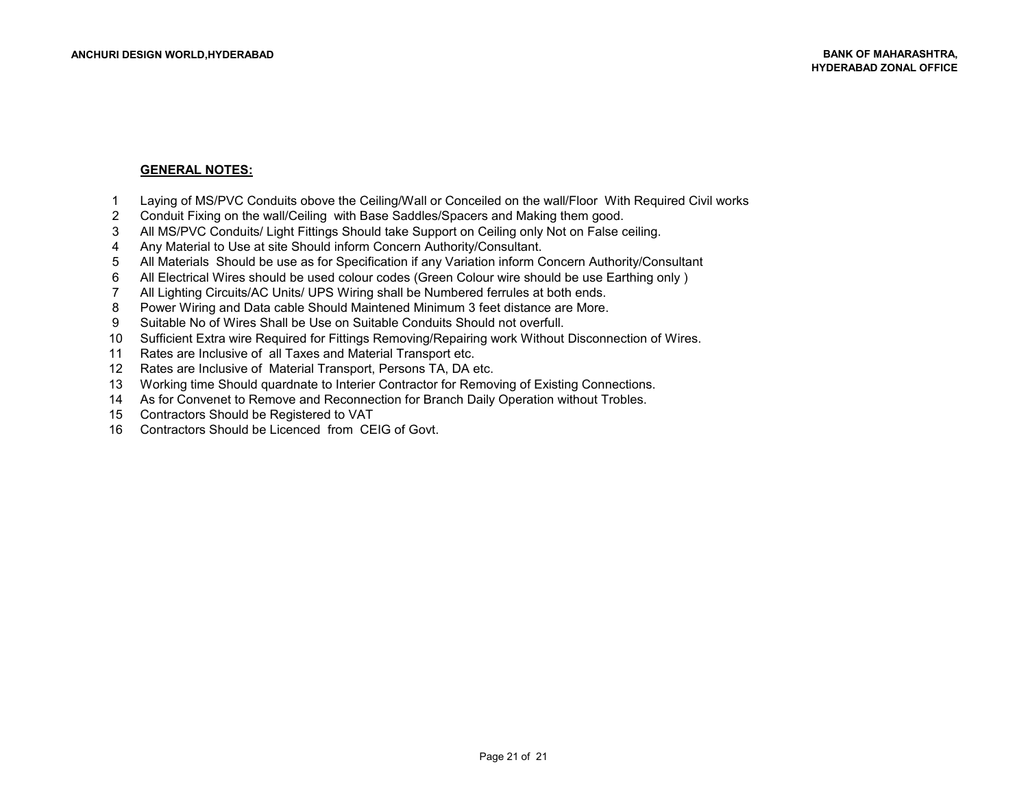## GENERAL NOTES:

1. Laying of MS/PVC Conduits obove the Ceiling/Wall or Conceiled on the wall/Floor With Required Civil works
2. Conduit Fixing on the wall/Ceiling with Base Saddles/Spacers and Making them good.
3. All MS/PVC Conduits/ Light Fittings Should take Support on Ceiling only Not on False ceiling.
4. Any Material to Use at site Should inform Concern Authority/Consultant.
5. All Materials Should be use as for Specification if any Variation inform Concern Authority/Consultant
6. All Electrical Wires should be used colour codes (Green Colour wire should be use Earthing only )
7. All Lighting Circuits/AC Units/ UPS Wiring shall be Numbered ferrules at both ends.
8. Power Wiring and Data cable Should Maintened Minimum 3 feet distance are More.
9. Suitable No of Wires Shall be Use on Suitable Conduits Should not overfull.
10. Sufficient Extra wire Required for Fittings Removing/Repairing work Without Disconnection of Wires.
11. Rates are Inclusive of all Taxes and Material Transport etc.
12. Rates are Inclusive of Material Transport, Persons TA, DA etc.
13. Working time Should quardnate to Interier Contractor for Removing of Existing Connections.
14. As for Convenet to Remove and Reconnection for Branch Daily Operation without Trobles.
15. Contractors Should be Registered to VAT
16. Contractors Should be Licenced from CEIG of Govt.